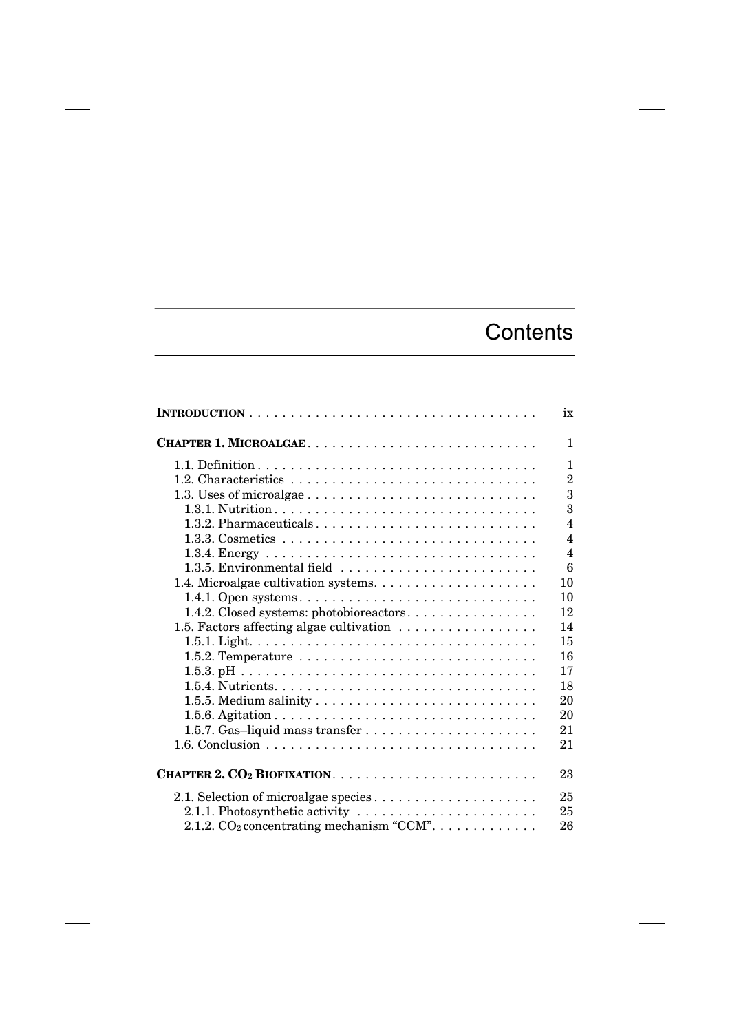# Contents

| | |
|---|---|
| **INTRODUCTION** | ix |
| **CHAPTER 1. MICROALGAE** | 1 |
| 1.1. Definition | 1 |
| 1.2. Characteristics | 2 |
| 1.3. Uses of microalgae | 3 |
| 1.3.1. Nutrition | 3 |
| 1.3.2. Pharmaceuticals | 4 |
| 1.3.3. Cosmetics | 4 |
| 1.3.4. Energy | 4 |
| 1.3.5. Environmental field | 6 |
| 1.4. Microalgae cultivation systems | 10 |
| 1.4.1. Open systems | 10 |
| 1.4.2. Closed systems: photobioreactors | 12 |
| 1.5. Factors affecting algae cultivation | 14 |
| 1.5.1. Light | 15 |
| 1.5.2. Temperature | 16 |
| 1.5.3. pH | 17 |
| 1.5.4. Nutrients | 18 |
| 1.5.5. Medium salinity | 20 |
| 1.5.6. Agitation | 20 |
| 1.5.7. Gas–liquid mass transfer | 21 |
| 1.6. Conclusion | 21 |
| **CHAPTER 2. $CO_2$ BIOFIXATION** | 23 |
| 2.1. Selection of microalgae species | 25 |
| 2.1.1. Photosynthetic activity | 25 |
| 2.1.2. $CO_2$ concentrating mechanism "CCM" | 26 |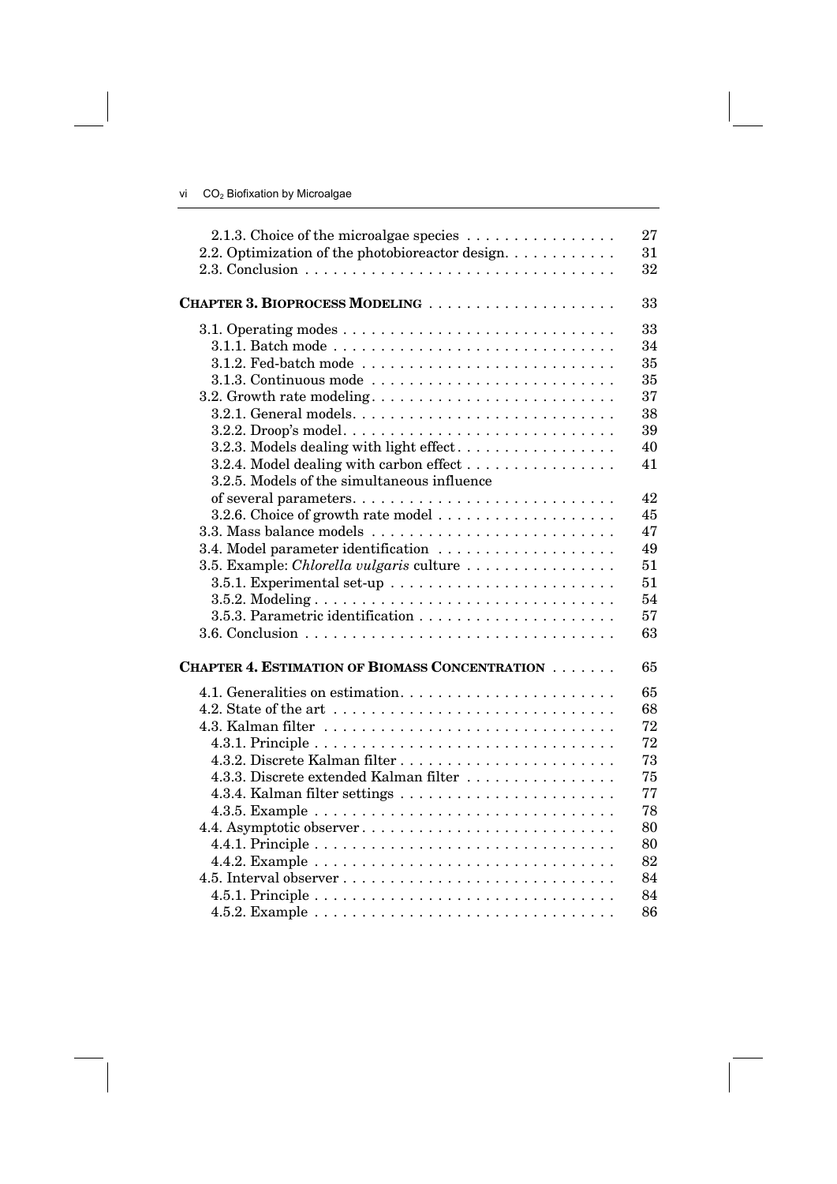2.1.3. Choice of the microalgae species . . . . . . . . . . . . . . . . 27
2.2. Optimization of the photobioreactor design. . . . . . . . . . . . 31
2.3. Conclusion . . . . . . . . . . . . . . . . . . . . . . . . . . . . . . . . . 32

**CHAPTER 3. BIOPROCESS MODELING** . . . . . . . . . . . . . . . . . . . . 33

3.1. Operating modes . . . . . . . . . . . . . . . . . . . . . . . . . . . . . 33
3.1.1. Batch mode . . . . . . . . . . . . . . . . . . . . . . . . . . . . . . 34
3.1.2. Fed-batch mode . . . . . . . . . . . . . . . . . . . . . . . . . . . 35
3.1.3. Continuous mode . . . . . . . . . . . . . . . . . . . . . . . . . . 35
3.2. Growth rate modeling. . . . . . . . . . . . . . . . . . . . . . . . . . 37
3.2.1. General models. . . . . . . . . . . . . . . . . . . . . . . . . . . . 38
3.2.2. Droop's model. . . . . . . . . . . . . . . . . . . . . . . . . . . . . 39
3.2.3. Models dealing with light effect . . . . . . . . . . . . . . . . . 40
3.2.4. Model dealing with carbon effect . . . . . . . . . . . . . . . . 41
3.2.5. Models of the simultaneous influence of several parameters. . . . . . . . . . . . . . . . . . . . . . . . . . . . 42
3.2.6. Choice of growth rate model . . . . . . . . . . . . . . . . . . . 45
3.3. Mass balance models . . . . . . . . . . . . . . . . . . . . . . . . . . 47
3.4. Model parameter identification . . . . . . . . . . . . . . . . . . . 49
3.5. Example: *Chlorella vulgaris* culture . . . . . . . . . . . . . . . . 51
3.5.1. Experimental set-up . . . . . . . . . . . . . . . . . . . . . . . . 51
3.5.2. Modeling . . . . . . . . . . . . . . . . . . . . . . . . . . . . . . . . 54
3.5.3. Parametric identification . . . . . . . . . . . . . . . . . . . . . 57
3.6. Conclusion . . . . . . . . . . . . . . . . . . . . . . . . . . . . . . . . . 63

**CHAPTER 4. ESTIMATION OF BIOMASS CONCENTRATION** . . . . . . . 65

4.1. Generalities on estimation. . . . . . . . . . . . . . . . . . . . . . . 65
4.2. State of the art . . . . . . . . . . . . . . . . . . . . . . . . . . . . . 68
4.3. Kalman filter . . . . . . . . . . . . . . . . . . . . . . . . . . . . . . . 72
4.3.1. Principle . . . . . . . . . . . . . . . . . . . . . . . . . . . . . . . . 72
4.3.2. Discrete Kalman filter . . . . . . . . . . . . . . . . . . . . . . . 73
4.3.3. Discrete extended Kalman filter . . . . . . . . . . . . . . . . 75
4.3.4. Kalman filter settings . . . . . . . . . . . . . . . . . . . . . . . 77
4.3.5. Example . . . . . . . . . . . . . . . . . . . . . . . . . . . . . . . . 78
4.4. Asymptotic observer . . . . . . . . . . . . . . . . . . . . . . . . . . . 80
4.4.1. Principle . . . . . . . . . . . . . . . . . . . . . . . . . . . . . . . . 80
4.4.2. Example . . . . . . . . . . . . . . . . . . . . . . . . . . . . . . . . 82
4.5. Interval observer . . . . . . . . . . . . . . . . . . . . . . . . . . . . . 84
4.5.1. Principle . . . . . . . . . . . . . . . . . . . . . . . . . . . . . . . . 84
4.5.2. Example . . . . . . . . . . . . . . . . . . . . . . . . . . . . . . . . 86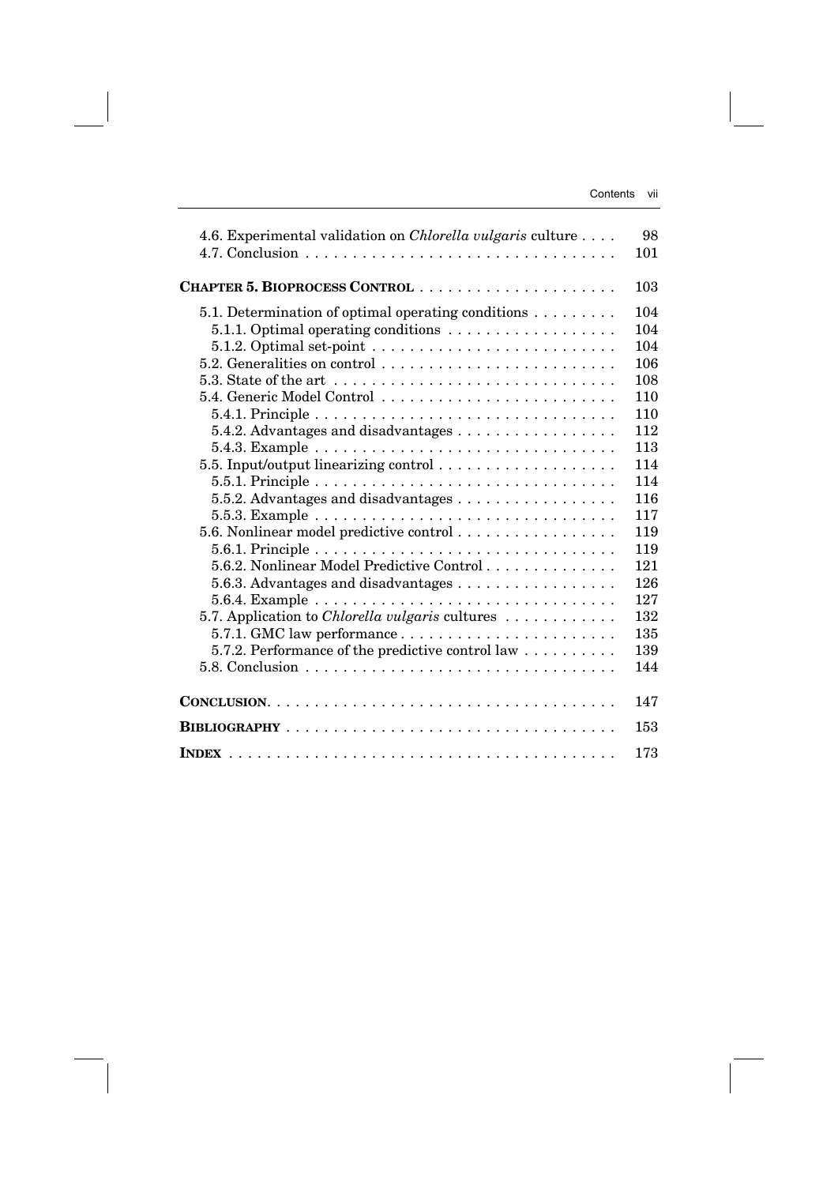4.6. Experimental validation on *Chlorella vulgaris* culture . . . . 98
4.7. Conclusion . . . . . . . . . . . . . . . . . . . . . . . . . . . . . . . . 101

**CHAPTER 5. BIOPROCESS CONTROL** . . . . . . . . . . . . . . . . . . . . 103

5.1. Determination of optimal operating conditions . . . . . . . . . 104
 5.1.1. Optimal operating conditions . . . . . . . . . . . . . . . . . . 104
 5.1.2. Optimal set-point . . . . . . . . . . . . . . . . . . . . . . . . . 104
5.2. Generalities on control . . . . . . . . . . . . . . . . . . . . . . . . 106
5.3. State of the art . . . . . . . . . . . . . . . . . . . . . . . . . . . . 108
5.4. Generic Model Control . . . . . . . . . . . . . . . . . . . . . . . . 110
 5.4.1. Principle . . . . . . . . . . . . . . . . . . . . . . . . . . . . . . 110
 5.4.2. Advantages and disadvantages . . . . . . . . . . . . . . . . . 112
 5.4.3. Example . . . . . . . . . . . . . . . . . . . . . . . . . . . . . . 113
5.5. Input/output linearizing control . . . . . . . . . . . . . . . . . . . 114
 5.5.1. Principle . . . . . . . . . . . . . . . . . . . . . . . . . . . . . . 114
 5.5.2. Advantages and disadvantages . . . . . . . . . . . . . . . . . 116
 5.5.3. Example . . . . . . . . . . . . . . . . . . . . . . . . . . . . . . 117
5.6. Nonlinear model predictive control . . . . . . . . . . . . . . . . . 119
 5.6.1. Principle . . . . . . . . . . . . . . . . . . . . . . . . . . . . . . 119
 5.6.2. Nonlinear Model Predictive Control . . . . . . . . . . . . . . 121
 5.6.3. Advantages and disadvantages . . . . . . . . . . . . . . . . . 126
 5.6.4. Example . . . . . . . . . . . . . . . . . . . . . . . . . . . . . . 127
5.7. Application to *Chlorella vulgaris* cultures . . . . . . . . . . . . 132
 5.7.1. GMC law performance . . . . . . . . . . . . . . . . . . . . . . 135
 5.7.2. Performance of the predictive control law . . . . . . . . . . 139
5.8. Conclusion . . . . . . . . . . . . . . . . . . . . . . . . . . . . . . . . 144

**CONCLUSION** . . . . . . . . . . . . . . . . . . . . . . . . . . . . . . . . . . 147

**BIBLIOGRAPHY** . . . . . . . . . . . . . . . . . . . . . . . . . . . . . . . . . 153

**INDEX** . . . . . . . . . . . . . . . . . . . . . . . . . . . . . . . . . . . . . . 173